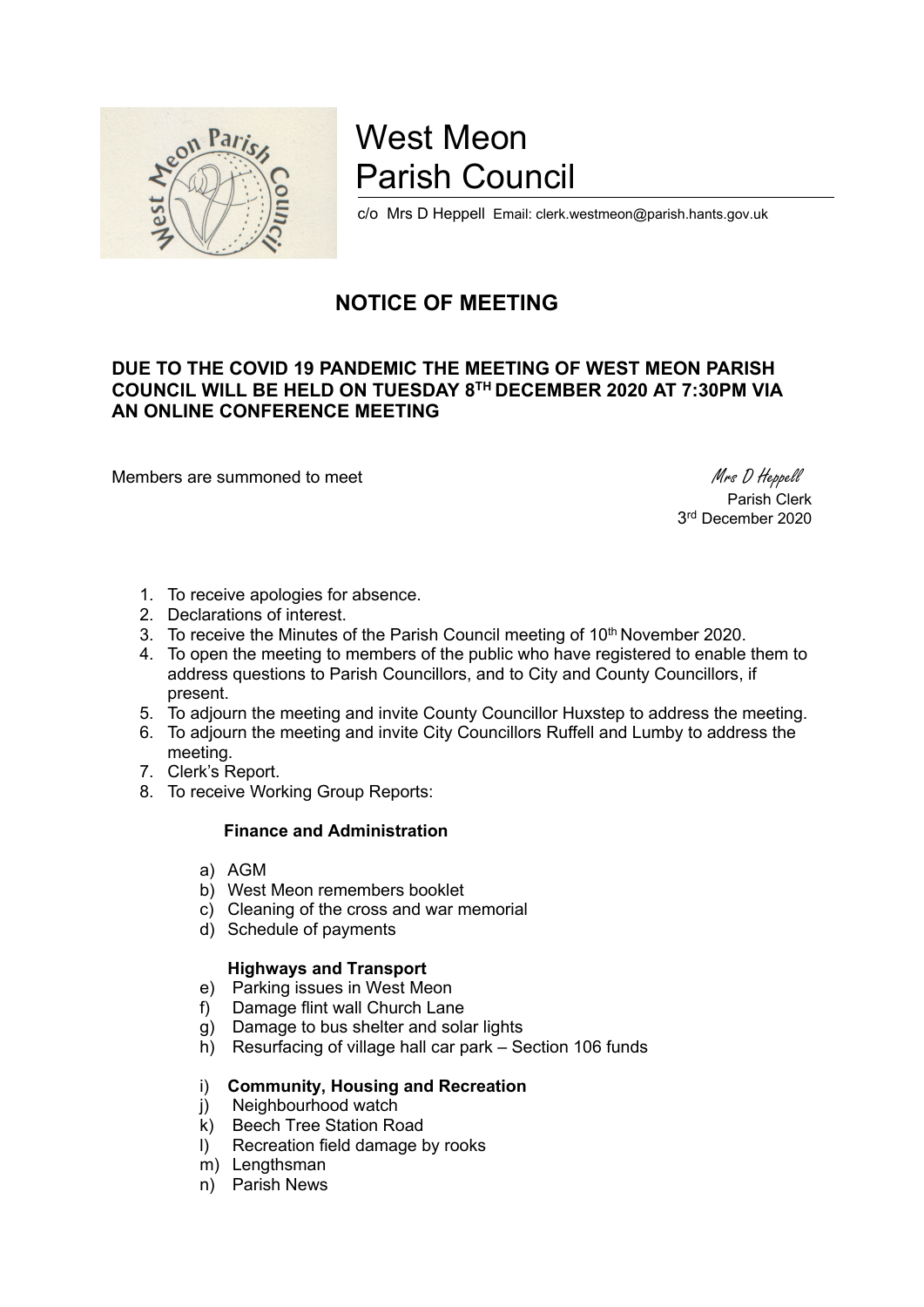# West Meon Parish Council

c/o Mrs D Heppell Email: clerk.westmeon@parish.hants.gov.uk

## NOTICE OF MEETING

**DUE TO THE COVID 19 PANDEMIC THE MEETING OF WEST MEON PARISH COUNCIL WILL BE HELD ON TUESDAY 8TH DECEMBER 2020 AT 7:30PM VIA AN ONLINE CONFERENCE MEETING**

Members are summoned to meet

*Mrs D Heppell*
Parish Clerk
3rd December 2020

1. To receive apologies for absence.
2. Declarations of interest.
3. To receive the Minutes of the Parish Council meeting of 10th November 2020.
4. To open the meeting to members of the public who have registered to enable them to address questions to Parish Councillors, and to City and County Councillors, if present.
5. To adjourn the meeting and invite County Councillor Huxstep to address the meeting.
6. To adjourn the meeting and invite City Councillors Ruffell and Lumby to address the meeting.
7. Clerk's Report.
8. To receive Working Group Reports:

**Finance and Administration**

a) AGM
b) West Meon remembers booklet
c) Cleaning of the cross and war memorial
d) Schedule of payments

**Highways and Transport**

e) Parking issues in West Meon
f) Damage flint wall Church Lane
g) Damage to bus shelter and solar lights
h) Resurfacing of village hall car park – Section 106 funds

i) **Community, Housing and Recreation**
j) Neighbourhood watch
k) Beech Tree Station Road
l) Recreation field damage by rooks
m) Lengthsman
n) Parish News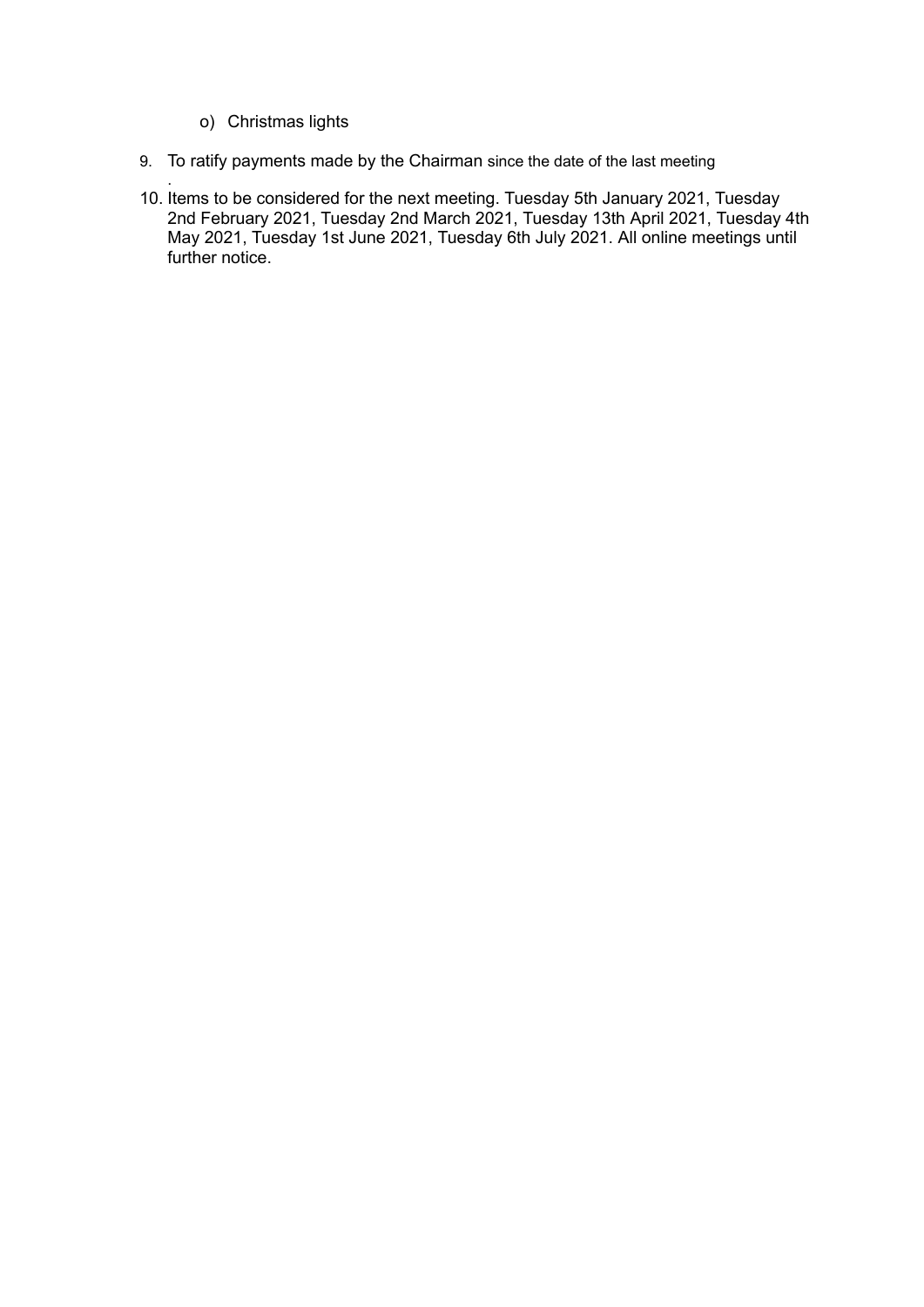o) Christmas lights

9. To ratify payments made by the Chairman since the date of the last meeting
.
10. Items to be considered for the next meeting. Tuesday 5th January 2021, Tuesday 2nd February 2021, Tuesday 2nd March 2021, Tuesday 13th April 2021, Tuesday 4th May 2021, Tuesday 1st June 2021, Tuesday 6th July 2021. All online meetings until further notice.